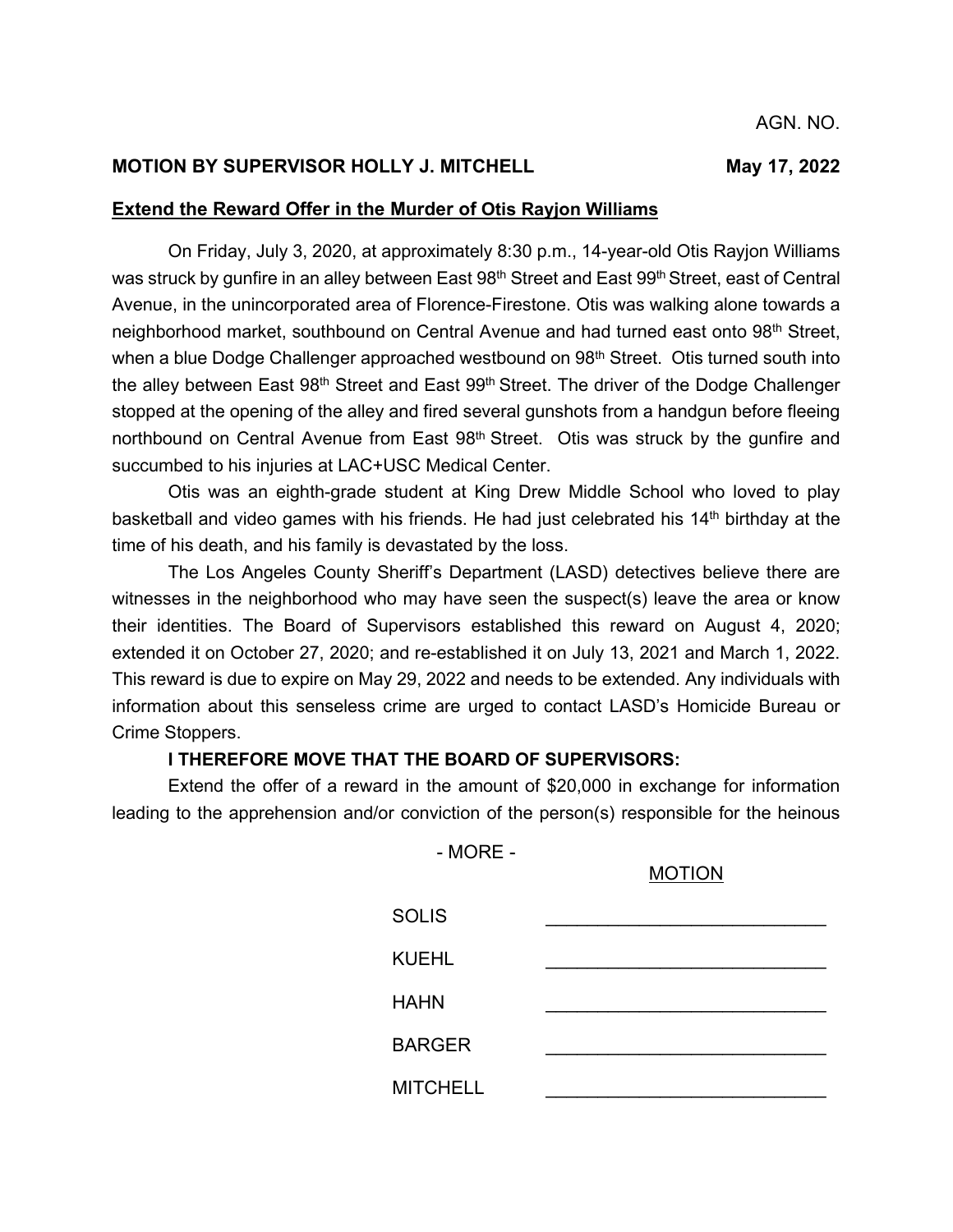AGN. NO.

**MOTION BY SUPERVISOR HOLLY J. MITCHELL May 17, 2022**

**Extend the Reward Offer in the Murder of Otis Rayjon Williams**

On Friday, July 3, 2020, at approximately 8:30 p.m., 14-year-old Otis Rayjon Williams was struck by gunfire in an alley between East 98th Street and East 99th Street, east of Central Avenue, in the unincorporated area of Florence-Firestone. Otis was walking alone towards a neighborhood market, southbound on Central Avenue and had turned east onto 98th Street, when a blue Dodge Challenger approached westbound on 98th Street. Otis turned south into the alley between East 98th Street and East 99th Street. The driver of the Dodge Challenger stopped at the opening of the alley and fired several gunshots from a handgun before fleeing northbound on Central Avenue from East 98th Street. Otis was struck by the gunfire and succumbed to his injuries at LAC+USC Medical Center.

Otis was an eighth-grade student at King Drew Middle School who loved to play basketball and video games with his friends. He had just celebrated his 14th birthday at the time of his death, and his family is devastated by the loss.

The Los Angeles County Sheriff's Department (LASD) detectives believe there are witnesses in the neighborhood who may have seen the suspect(s) leave the area or know their identities. The Board of Supervisors established this reward on August 4, 2020; extended it on October 27, 2020; and re-established it on July 13, 2021 and March 1, 2022. This reward is due to expire on May 29, 2022 and needs to be extended. Any individuals with information about this senseless crime are urged to contact LASD's Homicide Bureau or Crime Stoppers.

**I THEREFORE MOVE THAT THE BOARD OF SUPERVISORS:**

Extend the offer of a reward in the amount of $20,000 in exchange for information leading to the apprehension and/or conviction of the person(s) responsible for the heinous

- MORE -

MOTION

| | |
|---|---|
| SOLIS | ______________________ |
| KUEHL | ______________________ |
| HAHN | ______________________ |
| BARGER | ______________________ |
| MITCHELL | ______________________ |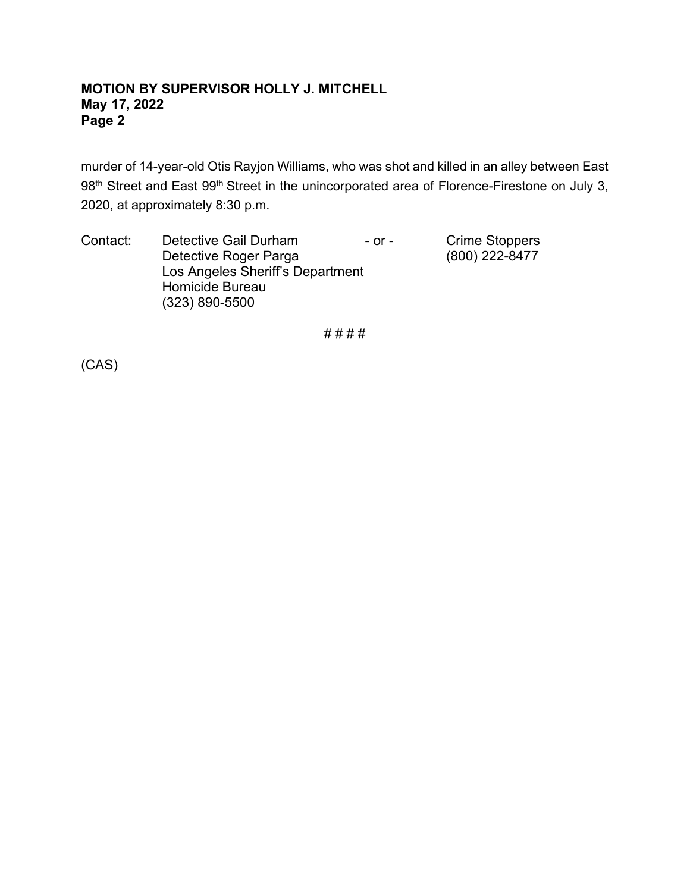murder of 14-year-old Otis Rayjon Williams, who was shot and killed in an alley between East 98th Street and East 99th Street in the unincorporated area of Florence-Firestone on July 3, 2020, at approximately 8:30 p.m.

| | | | |
|---|---|---|---|
| Contact: | Detective Gail Durham<br>Detective Roger Parga<br>Los Angeles Sheriff's Department<br>Homicide Bureau<br>(323) 890-5500 | - or - | Crime Stoppers<br>(800) 222-8477 |

# # # #

(CAS)